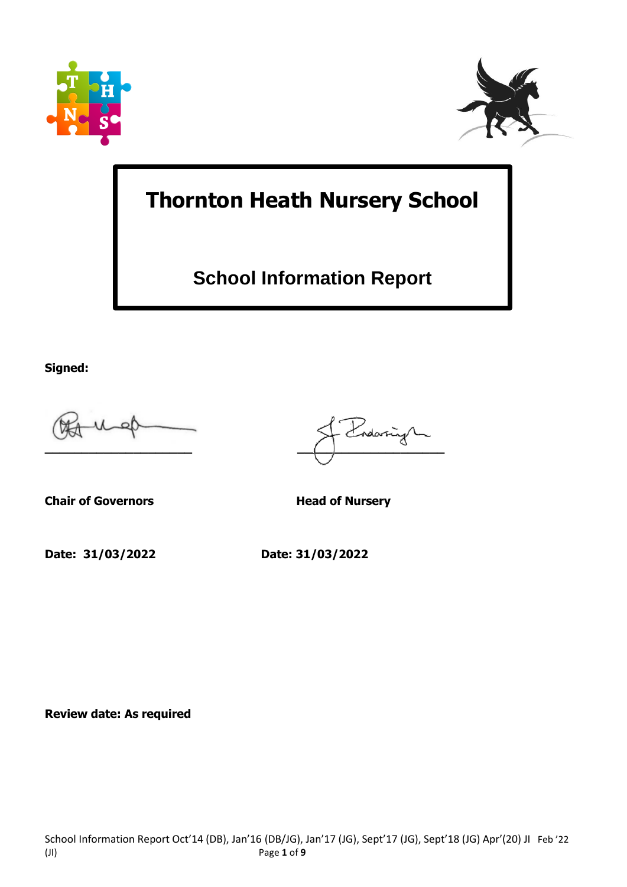# Thornton Heath Nursery School

## School Information Report

**Signed:**

**Chair of Governors** **Head of Nursery**

**Date: 31/03/2022** **Date: 31/03/2022**

**Review date: As required**

School Information Report Oct'14 (DB), Jan'16 (DB/JG), Jan'17 (JG), Sept'17 (JG), Sept'18 (JG) Apr'(20) JI Feb '22 (JI)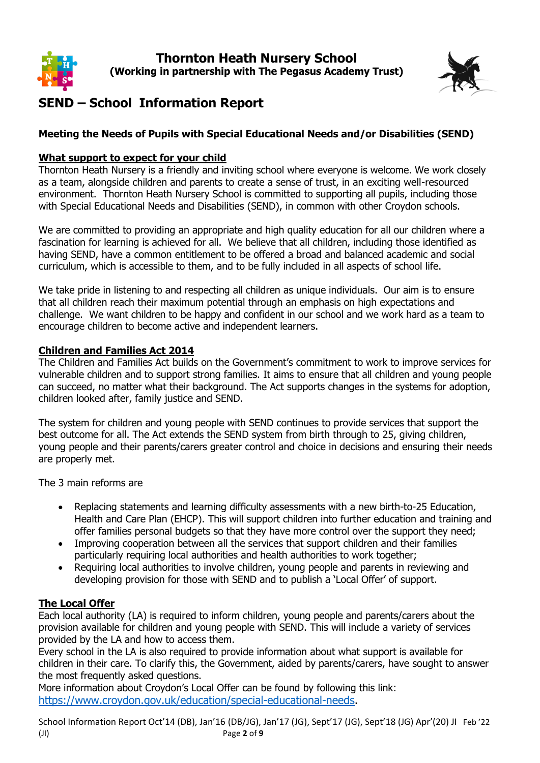# Thornton Heath Nursery School
**(Working in partnership with The Pegasus Academy Trust)**

# SEND – School Information Report

### Meeting the Needs of Pupils with Special Educational Needs and/or Disabilities (SEND)

**What support to expect for your child**

Thornton Heath Nursery is a friendly and inviting school where everyone is welcome. We work closely as a team, alongside children and parents to create a sense of trust, in an exciting well-resourced environment. Thornton Heath Nursery School is committed to supporting all pupils, including those with Special Educational Needs and Disabilities (SEND), in common with other Croydon schools.

We are committed to providing an appropriate and high quality education for all our children where a fascination for learning is achieved for all. We believe that all children, including those identified as having SEND, have a common entitlement to be offered a broad and balanced academic and social curriculum, which is accessible to them, and to be fully included in all aspects of school life.

We take pride in listening to and respecting all children as unique individuals. Our aim is to ensure that all children reach their maximum potential through an emphasis on high expectations and challenge. We want children to be happy and confident in our school and we work hard as a team to encourage children to become active and independent learners.

**Children and Families Act 2014**

The Children and Families Act builds on the Government's commitment to work to improve services for vulnerable children and to support strong families. It aims to ensure that all children and young people can succeed, no matter what their background. The Act supports changes in the systems for adoption, children looked after, family justice and SEND.

The system for children and young people with SEND continues to provide services that support the best outcome for all. The Act extends the SEND system from birth through to 25, giving children, young people and their parents/carers greater control and choice in decisions and ensuring their needs are properly met.

The 3 main reforms are

- Replacing statements and learning difficulty assessments with a new birth-to-25 Education, Health and Care Plan (EHCP). This will support children into further education and training and offer families personal budgets so that they have more control over the support they need;
- Improving cooperation between all the services that support children and their families particularly requiring local authorities and health authorities to work together;
- Requiring local authorities to involve children, young people and parents in reviewing and developing provision for those with SEND and to publish a 'Local Offer' of support.

**The Local Offer**

Each local authority (LA) is required to inform children, young people and parents/carers about the provision available for children and young people with SEND. This will include a variety of services provided by the LA and how to access them.
Every school in the LA is also required to provide information about what support is available for children in their care. To clarify this, the Government, aided by parents/carers, have sought to answer the most frequently asked questions.
More information about Croydon's Local Offer can be found by following this link: https://www.croydon.gov.uk/education/special-educational-needs.

School Information Report Oct'14 (DB), Jan'16 (DB/JG), Jan'17 (JG), Sept'17 (JG), Sept'18 (JG) Apr'(20) JI Feb '22 (JI)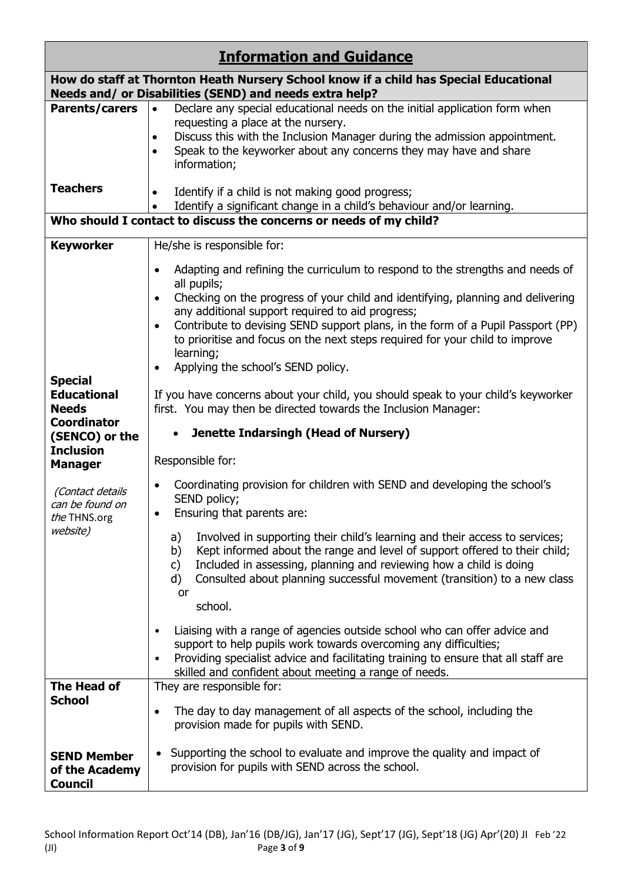## Information and Guidance

### How do staff at Thornton Heath Nursery School know if a child has Special Educational Needs and/ or Disabilities (SEND) and needs extra help?

| | |
|---|---|
| **Parents/carers** | • Declare any special educational needs on the initial application form when requesting a place at the nursery.<br>• Discuss this with the Inclusion Manager during the admission appointment.<br>• Speak to the keyworker about any concerns they may have and share information; |
| **Teachers** | • Identify if a child is not making good progress;<br>• Identify a significant change in a child's behaviour and/or learning. |

### Who should I contact to discuss the concerns or needs of my child?

| | |
|---|---|
| **Keyworker** | He/she is responsible for:<br>• Adapting and refining the curriculum to respond to the strengths and needs of all pupils;<br>• Checking on the progress of your child and identifying, planning and delivering any additional support required to aid progress;<br>• Contribute to devising SEND support plans, in the form of a Pupil Passport (PP) to prioritise and focus on the next steps required for your child to improve learning;<br>• Applying the school's SEND policy. |
| **Special Educational Needs Coordinator (SENCO) or the Inclusion Manager**<br><br>*(Contact details can be found on the* THNS.org *website)* | If you have concerns about your child, you should speak to your child's keyworker first. You may then be directed towards the Inclusion Manager:<br>• **Jenette Indarsingh (Head of Nursery)**<br><br>Responsible for:<br>• Coordinating provision for children with SEND and developing the school's SEND policy;<br>• Ensuring that parents are:<br>a) Involved in supporting their child's learning and their access to services;<br>b) Kept informed about the range and level of support offered to their child;<br>c) Included in assessing, planning and reviewing how a child is doing<br>d) Consulted about planning successful movement (transition) to a new class or school.<br><br>• Liaising with a range of agencies outside school who can offer advice and support to help pupils work towards overcoming any difficulties;<br>• Providing specialist advice and facilitating training to ensure that all staff are skilled and confident about meeting a range of needs. |
| **The Head of School** | They are responsible for:<br>• The day to day management of all aspects of the school, including the provision made for pupils with SEND. |
| **SEND Member of the Academy Council** | • Supporting the school to evaluate and improve the quality and impact of provision for pupils with SEND across the school. |

School Information Report Oct'14 (DB), Jan'16 (DB/JG), Jan'17 (JG), Sept'17 (JG), Sept'18 (JG) Apr'(20) JI Feb '22 (JI)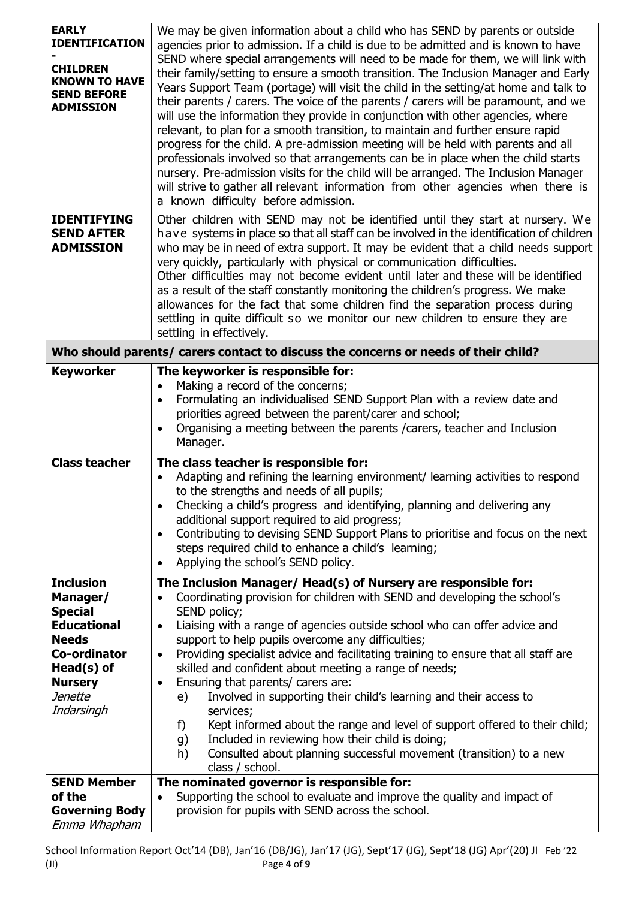| | |
|---|---|
| **EARLY IDENTIFICATION - CHILDREN KNOWN TO HAVE SEND BEFORE ADMISSION** | We may be given information about a child who has SEND by parents or outside agencies prior to admission. If a child is due to be admitted and is known to have SEND where special arrangements will need to be made for them, we will link with their family/setting to ensure a smooth transition. The Inclusion Manager and Early Years Support Team (portage) will visit the child in the setting/at home and talk to their parents / carers. The voice of the parents / carers will be paramount, and we will use the information they provide in conjunction with other agencies, where relevant, to plan for a smooth transition, to maintain and further ensure rapid progress for the child. A pre-admission meeting will be held with parents and all professionals involved so that arrangements can be in place when the child starts nursery. Pre-admission visits for the child will be arranged. The Inclusion Manager will strive to gather all relevant information from other agencies when there is a known difficulty before admission. |
| **IDENTIFYING SEND AFTER ADMISSION** | Other children with SEND may not be identified until they start at nursery. We have systems in place so that all staff can be involved in the identification of children who may be in need of extra support. It may be evident that a child needs support very quickly, particularly with physical or communication difficulties.<br>Other difficulties may not become evident until later and these will be identified as a result of the staff constantly monitoring the children's progress. We make allowances for the fact that some children find the separation process during settling in quite difficult so we monitor our new children to ensure they are settling in effectively. |

**Who should parents/ carers contact to discuss the concerns or needs of their child?**

| | |
|---|---|
| **Keyworker** | **The keyworker is responsible for:**<br>• Making a record of the concerns;<br>• Formulating an individualised SEND Support Plan with a review date and priorities agreed between the parent/carer and school;<br>• Organising a meeting between the parents /carers, teacher and Inclusion Manager. |
| **Class teacher** | **The class teacher is responsible for:**<br>• Adapting and refining the learning environment/ learning activities to respond to the strengths and needs of all pupils;<br>• Checking a child's progress and identifying, planning and delivering any additional support required to aid progress;<br>• Contributing to devising SEND Support Plans to prioritise and focus on the next steps required child to enhance a child's learning;<br>• Applying the school's SEND policy. |
| **Inclusion Manager/ Special Educational Needs Co-ordinator Head(s) of Nursery** *Jenette Indarsingh* | **The Inclusion Manager/ Head(s) of Nursery are responsible for:**<br>• Coordinating provision for children with SEND and developing the school's SEND policy;<br>• Liaising with a range of agencies outside school who can offer advice and support to help pupils overcome any difficulties;<br>• Providing specialist advice and facilitating training to ensure that all staff are skilled and confident about meeting a range of needs;<br>• Ensuring that parents/ carers are:<br>e) Involved in supporting their child's learning and their access to services;<br>f) Kept informed about the range and level of support offered to their child;<br>g) Included in reviewing how their child is doing;<br>h) Consulted about planning successful movement (transition) to a new class / school. |
| **SEND Member of the Governing Body** *Emma Whapham* | **The nominated governor is responsible for:**<br>• Supporting the school to evaluate and improve the quality and impact of provision for pupils with SEND across the school. |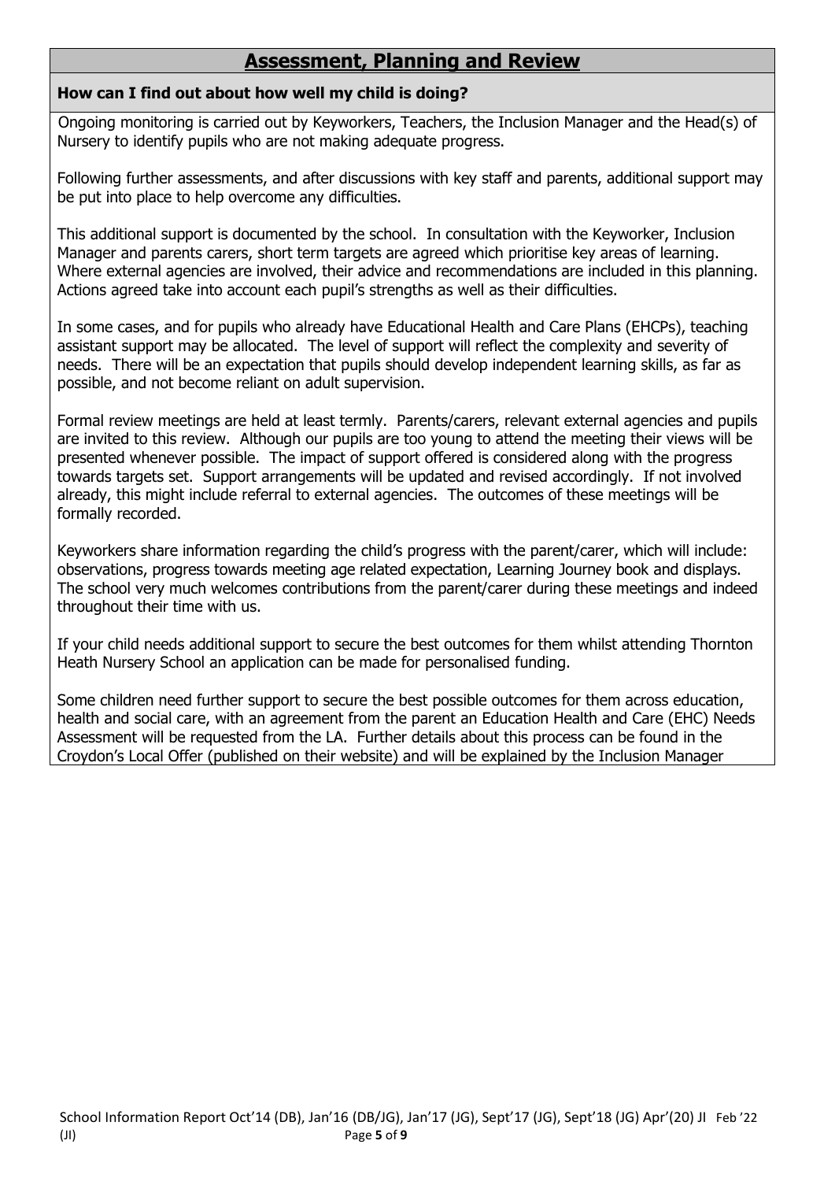## Assessment, Planning and Review

### How can I find out about how well my child is doing?

Ongoing monitoring is carried out by Keyworkers, Teachers, the Inclusion Manager and the Head(s) of Nursery to identify pupils who are not making adequate progress.

Following further assessments, and after discussions with key staff and parents, additional support may be put into place to help overcome any difficulties.

This additional support is documented by the school. In consultation with the Keyworker, Inclusion Manager and parents carers, short term targets are agreed which prioritise key areas of learning. Where external agencies are involved, their advice and recommendations are included in this planning. Actions agreed take into account each pupil's strengths as well as their difficulties.

In some cases, and for pupils who already have Educational Health and Care Plans (EHCPs), teaching assistant support may be allocated. The level of support will reflect the complexity and severity of needs. There will be an expectation that pupils should develop independent learning skills, as far as possible, and not become reliant on adult supervision.

Formal review meetings are held at least termly. Parents/carers, relevant external agencies and pupils are invited to this review. Although our pupils are too young to attend the meeting their views will be presented whenever possible. The impact of support offered is considered along with the progress towards targets set. Support arrangements will be updated and revised accordingly. If not involved already, this might include referral to external agencies. The outcomes of these meetings will be formally recorded.

Keyworkers share information regarding the child's progress with the parent/carer, which will include: observations, progress towards meeting age related expectation, Learning Journey book and displays. The school very much welcomes contributions from the parent/carer during these meetings and indeed throughout their time with us.

If your child needs additional support to secure the best outcomes for them whilst attending Thornton Heath Nursery School an application can be made for personalised funding.

Some children need further support to secure the best possible outcomes for them across education, health and social care, with an agreement from the parent an Education Health and Care (EHC) Needs Assessment will be requested from the LA. Further details about this process can be found in the Croydon's Local Offer (published on their website) and will be explained by the Inclusion Manager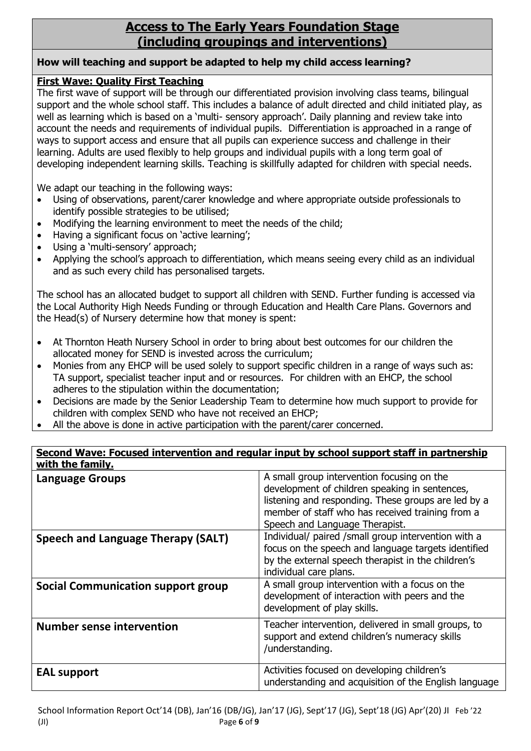## Access to The Early Years Foundation Stage (including groupings and interventions)

**How will teaching and support be adapted to help my child access learning?**

**First Wave: Quality First Teaching**

The first wave of support will be through our differentiated provision involving class teams, bilingual support and the whole school staff. This includes a balance of adult directed and child initiated play, as well as learning which is based on a 'multi- sensory approach'. Daily planning and review take into account the needs and requirements of individual pupils. Differentiation is approached in a range of ways to support access and ensure that all pupils can experience success and challenge in their learning. Adults are used flexibly to help groups and individual pupils with a long term goal of developing independent learning skills. Teaching is skillfully adapted for children with special needs.

We adapt our teaching in the following ways:

- Using of observations, parent/carer knowledge and where appropriate outside professionals to identify possible strategies to be utilised;
- Modifying the learning environment to meet the needs of the child;
- Having a significant focus on 'active learning';
- Using a 'multi-sensory' approach;
- Applying the school's approach to differentiation, which means seeing every child as an individual and as such every child has personalised targets.

The school has an allocated budget to support all children with SEND. Further funding is accessed via the Local Authority High Needs Funding or through Education and Health Care Plans. Governors and the Head(s) of Nursery determine how that money is spent:

- At Thornton Heath Nursery School in order to bring about best outcomes for our children the allocated money for SEND is invested across the curriculum;
- Monies from any EHCP will be used solely to support specific children in a range of ways such as: TA support, specialist teacher input and or resources. For children with an EHCP, the school adheres to the stipulation within the documentation;
- Decisions are made by the Senior Leadership Team to determine how much support to provide for children with complex SEND who have not received an EHCP;
- All the above is done in active participation with the parent/carer concerned.

**Second Wave: Focused intervention and regular input by school support staff in partnership with the family.**

| | |
|---|---|
| **Language Groups** | A small group intervention focusing on the development of children speaking in sentences, listening and responding. These groups are led by a member of staff who has received training from a Speech and Language Therapist. |
| **Speech and Language Therapy (SALT)** | Individual/ paired /small group intervention with a focus on the speech and language targets identified by the external speech therapist in the children's individual care plans. |
| **Social Communication support group** | A small group intervention with a focus on the development of interaction with peers and the development of play skills. |
| **Number sense intervention** | Teacher intervention, delivered in small groups, to support and extend children's numeracy skills /understanding. |
| **EAL support** | Activities focused on developing children's understanding and acquisition of the English language |

School Information Report Oct'14 (DB), Jan'16 (DB/JG), Jan'17 (JG), Sept'17 (JG), Sept'18 (JG) Apr'(20) JI Feb '22 (JI)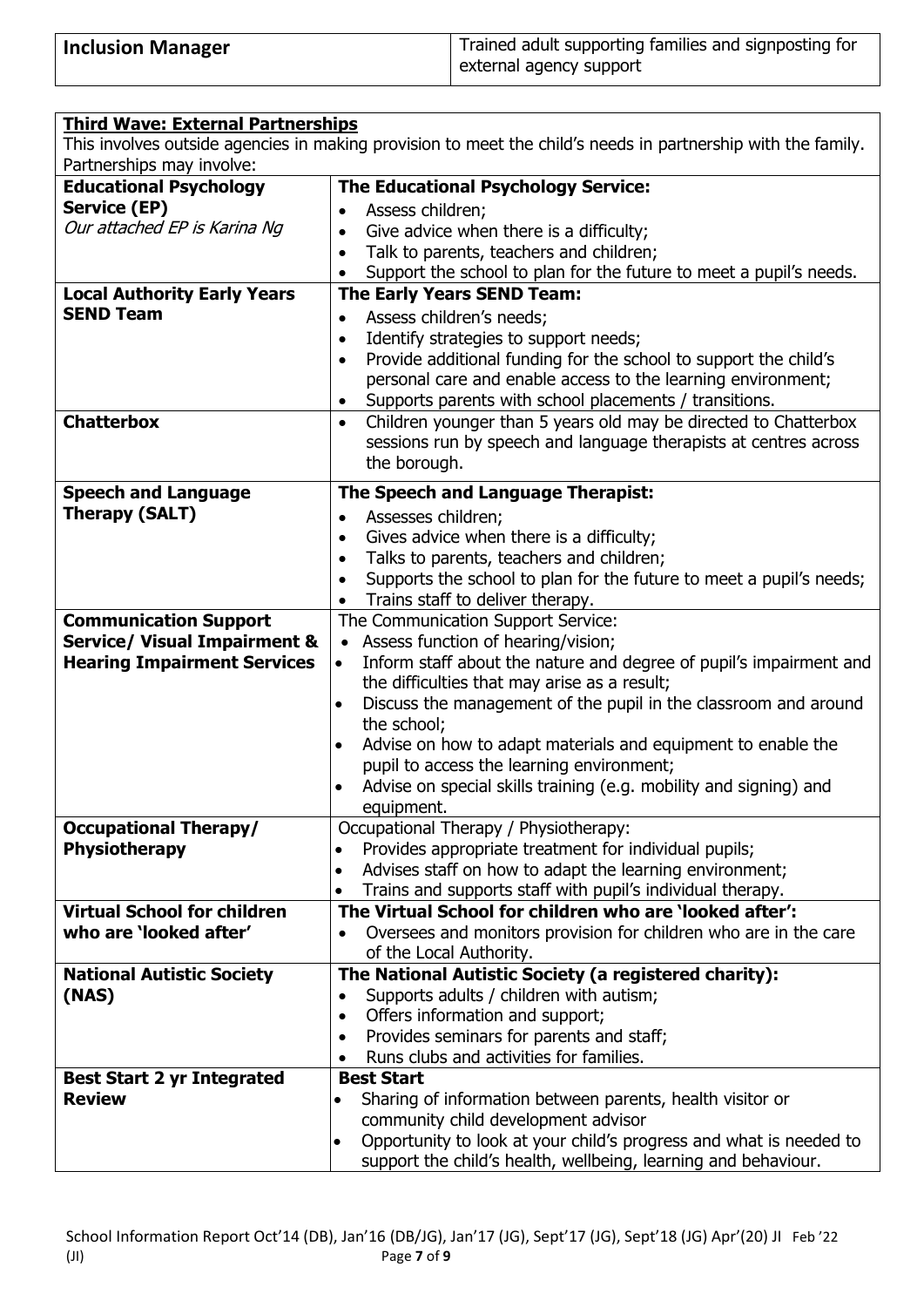| **Inclusion Manager** | Trained adult supporting families and signposting for external agency support |
|---|---|

**Third Wave: External Partnerships**

This involves outside agencies in making provision to meet the child's needs in partnership with the family. Partnerships may involve:

| | |
|---|---|
| **Educational Psychology Service (EP)**<br>*Our attached EP is Karina Ng* | **The Educational Psychology Service:**<br>• Assess children;<br>• Give advice when there is a difficulty;<br>• Talk to parents, teachers and children;<br>• Support the school to plan for the future to meet a pupil's needs. |
| **Local Authority Early Years SEND Team** | **The Early Years SEND Team:**<br>• Assess children's needs;<br>• Identify strategies to support needs;<br>• Provide additional funding for the school to support the child's personal care and enable access to the learning environment;<br>• Supports parents with school placements / transitions. |
| **Chatterbox** | • Children younger than 5 years old may be directed to Chatterbox sessions run by speech and language therapists at centres across the borough. |
| **Speech and Language Therapy (SALT)** | **The Speech and Language Therapist:**<br>• Assesses children;<br>• Gives advice when there is a difficulty;<br>• Talks to parents, teachers and children;<br>• Supports the school to plan for the future to meet a pupil's needs;<br>• Trains staff to deliver therapy. |
| **Communication Support Service/ Visual Impairment & Hearing Impairment Services** | The Communication Support Service:<br>• Assess function of hearing/vision;<br>• Inform staff about the nature and degree of pupil's impairment and the difficulties that may arise as a result;<br>• Discuss the management of the pupil in the classroom and around the school;<br>• Advise on how to adapt materials and equipment to enable the pupil to access the learning environment;<br>• Advise on special skills training (e.g. mobility and signing) and equipment. |
| **Occupational Therapy/ Physiotherapy** | Occupational Therapy / Physiotherapy:<br>• Provides appropriate treatment for individual pupils;<br>• Advises staff on how to adapt the learning environment;<br>• Trains and supports staff with pupil's individual therapy. |
| **Virtual School for children who are 'looked after'** | **The Virtual School for children who are 'looked after':**<br>• Oversees and monitors provision for children who are in the care of the Local Authority. |
| **National Autistic Society (NAS)** | **The National Autistic Society (a registered charity):**<br>• Supports adults / children with autism;<br>• Offers information and support;<br>• Provides seminars for parents and staff;<br>• Runs clubs and activities for families. |
| **Best Start 2 yr Integrated Review** | **Best Start**<br>• Sharing of information between parents, health visitor or community child development advisor<br>• Opportunity to look at your child's progress and what is needed to support the child's health, wellbeing, learning and behaviour. |

School Information Report Oct'14 (DB), Jan'16 (DB/JG), Jan'17 (JG), Sept'17 (JG), Sept'18 (JG) Apr'(20) JI Feb '22 (JI)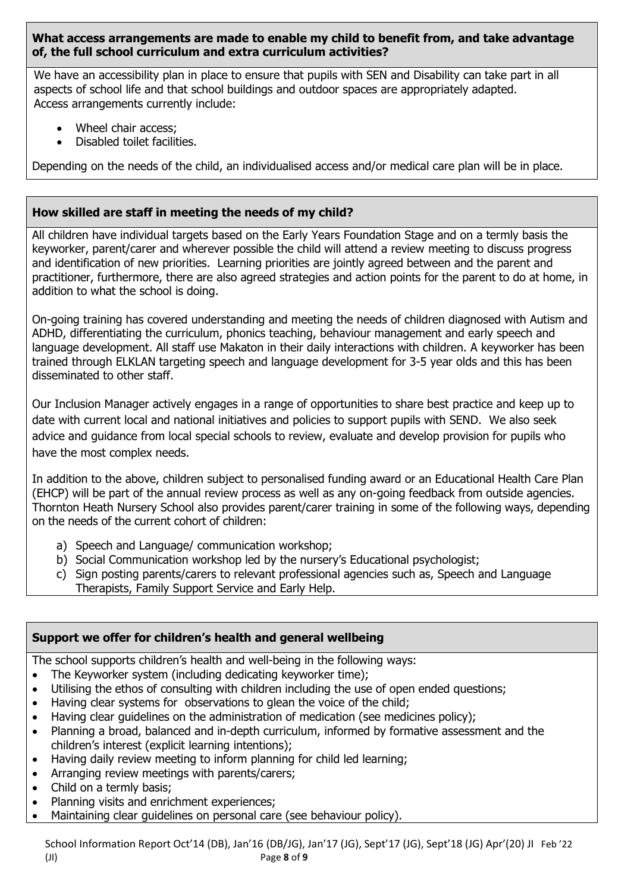**What access arrangements are made to enable my child to benefit from, and take advantage of, the full school curriculum and extra curriculum activities?**

We have an accessibility plan in place to ensure that pupils with SEN and Disability can take part in all aspects of school life and that school buildings and outdoor spaces are appropriately adapted. Access arrangements currently include:

- Wheel chair access;
- Disabled toilet facilities.

Depending on the needs of the child, an individualised access and/or medical care plan will be in place.

**How skilled are staff in meeting the needs of my child?**

All children have individual targets based on the Early Years Foundation Stage and on a termly basis the keyworker, parent/carer and wherever possible the child will attend a review meeting to discuss progress and identification of new priorities. Learning priorities are jointly agreed between and the parent and practitioner, furthermore, there are also agreed strategies and action points for the parent to do at home, in addition to what the school is doing.

On-going training has covered understanding and meeting the needs of children diagnosed with Autism and ADHD, differentiating the curriculum, phonics teaching, behaviour management and early speech and language development. All staff use Makaton in their daily interactions with children. A keyworker has been trained through ELKLAN targeting speech and language development for 3-5 year olds and this has been disseminated to other staff.

Our Inclusion Manager actively engages in a range of opportunities to share best practice and keep up to date with current local and national initiatives and policies to support pupils with SEND. We also seek advice and guidance from local special schools to review, evaluate and develop provision for pupils who have the most complex needs.

In addition to the above, children subject to personalised funding award or an Educational Health Care Plan (EHCP) will be part of the annual review process as well as any on-going feedback from outside agencies. Thornton Heath Nursery School also provides parent/carer training in some of the following ways, depending on the needs of the current cohort of children:

a) Speech and Language/ communication workshop;
b) Social Communication workshop led by the nursery's Educational psychologist;
c) Sign posting parents/carers to relevant professional agencies such as, Speech and Language Therapists, Family Support Service and Early Help.

**Support we offer for children's health and general wellbeing**

The school supports children's health and well-being in the following ways:

- The Keyworker system (including dedicating keyworker time);
- Utilising the ethos of consulting with children including the use of open ended questions;
- Having clear systems for observations to glean the voice of the child;
- Having clear guidelines on the administration of medication (see medicines policy);
- Planning a broad, balanced and in-depth curriculum, informed by formative assessment and the children's interest (explicit learning intentions);
- Having daily review meeting to inform planning for child led learning;
- Arranging review meetings with parents/carers;
- Child on a termly basis;
- Planning visits and enrichment experiences;
- Maintaining clear guidelines on personal care (see behaviour policy).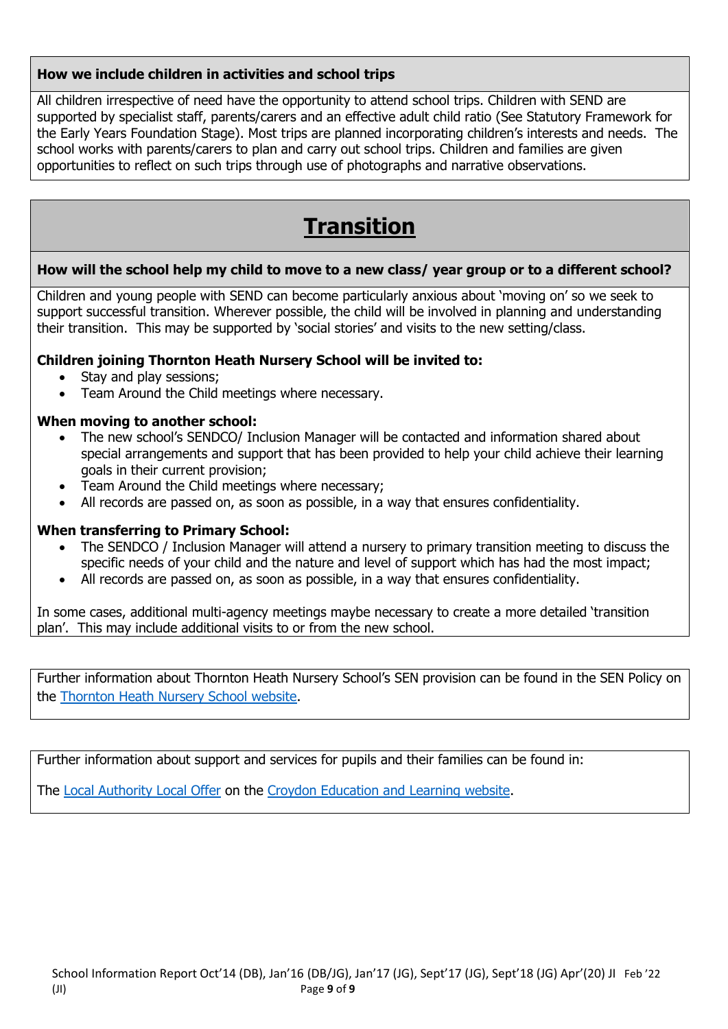### How we include children in activities and school trips

All children irrespective of need have the opportunity to attend school trips. Children with SEND are supported by specialist staff, parents/carers and an effective adult child ratio (See Statutory Framework for the Early Years Foundation Stage). Most trips are planned incorporating children's interests and needs. The school works with parents/carers to plan and carry out school trips. Children and families are given opportunities to reflect on such trips through use of photographs and narrative observations.

# Transition

### How will the school help my child to move to a new class/ year group or to a different school?

Children and young people with SEND can become particularly anxious about 'moving on' so we seek to support successful transition. Wherever possible, the child will be involved in planning and understanding their transition. This may be supported by 'social stories' and visits to the new setting/class.

**Children joining Thornton Heath Nursery School will be invited to:**

- Stay and play sessions;
- Team Around the Child meetings where necessary.

**When moving to another school:**

- The new school's SENDCO/ Inclusion Manager will be contacted and information shared about special arrangements and support that has been provided to help your child achieve their learning goals in their current provision;
- Team Around the Child meetings where necessary;
- All records are passed on, as soon as possible, in a way that ensures confidentiality.

**When transferring to Primary School:**

- The SENDCO / Inclusion Manager will attend a nursery to primary transition meeting to discuss the specific needs of your child and the nature and level of support which has had the most impact;
- All records are passed on, as soon as possible, in a way that ensures confidentiality.

In some cases, additional multi-agency meetings maybe necessary to create a more detailed 'transition plan'. This may include additional visits to or from the new school.

Further information about Thornton Heath Nursery School's SEN provision can be found in the SEN Policy on the Thornton Heath Nursery School website.

Further information about support and services for pupils and their families can be found in:

The Local Authority Local Offer on the Croydon Education and Learning website.

School Information Report Oct'14 (DB), Jan'16 (DB/JG), Jan'17 (JG), Sept'17 (JG), Sept'18 (JG) Apr'(20) JI Feb '22 (JI)